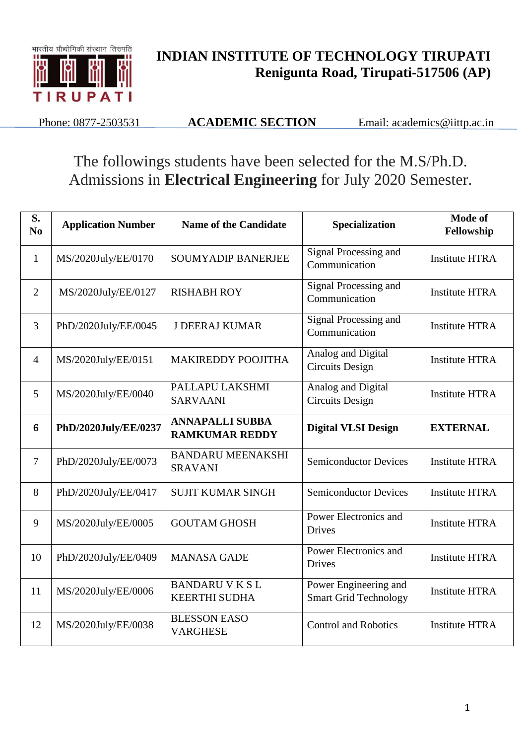भारतीय प्रौद्योगिकी संस्थान तिरुपति

# INDIAN INSTITUTE OF TECHNOLOGY TIRUPATI
## Renigunta Road, Tirupati-517506 (AP)

Phone: 0877-2503531 **ACADEMIC SECTION** Email: academics@iittp.ac.in

The followings students have been selected for the M.S/Ph.D. Admissions in **Electrical Engineering** for July 2020 Semester.

| S. No | Application Number | Name of the Candidate | Specialization | Mode of Fellowship |
|---|---|---|---|---|
| 1 | MS/2020July/EE/0170 | SOUMYADIP BANERJEE | Signal Processing and Communication | Institute HTRA |
| 2 | MS/2020July/EE/0127 | RISHABH ROY | Signal Processing and Communication | Institute HTRA |
| 3 | PhD/2020July/EE/0045 | J DEERAJ KUMAR | Signal Processing and Communication | Institute HTRA |
| 4 | MS/2020July/EE/0151 | MAKIREDDY POOJITHA | Analog and Digital Circuits Design | Institute HTRA |
| 5 | MS/2020July/EE/0040 | PALLAPU LAKSHMI SARVAANI | Analog and Digital Circuits Design | Institute HTRA |
| **6** | **PhD/2020July/EE/0237** | **ANNAPALLI SUBBA RAMKUMAR REDDY** | **Digital VLSI Design** | **EXTERNAL** |
| 7 | PhD/2020July/EE/0073 | BANDARU MEENAKSHI SRAVANI | Semiconductor Devices | Institute HTRA |
| 8 | PhD/2020July/EE/0417 | SUJIT KUMAR SINGH | Semiconductor Devices | Institute HTRA |
| 9 | MS/2020July/EE/0005 | GOUTAM GHOSH | Power Electronics and Drives | Institute HTRA |
| 10 | PhD/2020July/EE/0409 | MANASA GADE | Power Electronics and Drives | Institute HTRA |
| 11 | MS/2020July/EE/0006 | BANDARU V K S L KEERTHI SUDHA | Power Engineering and Smart Grid Technology | Institute HTRA |
| 12 | MS/2020July/EE/0038 | BLESSON EASO VARGHESE | Control and Robotics | Institute HTRA |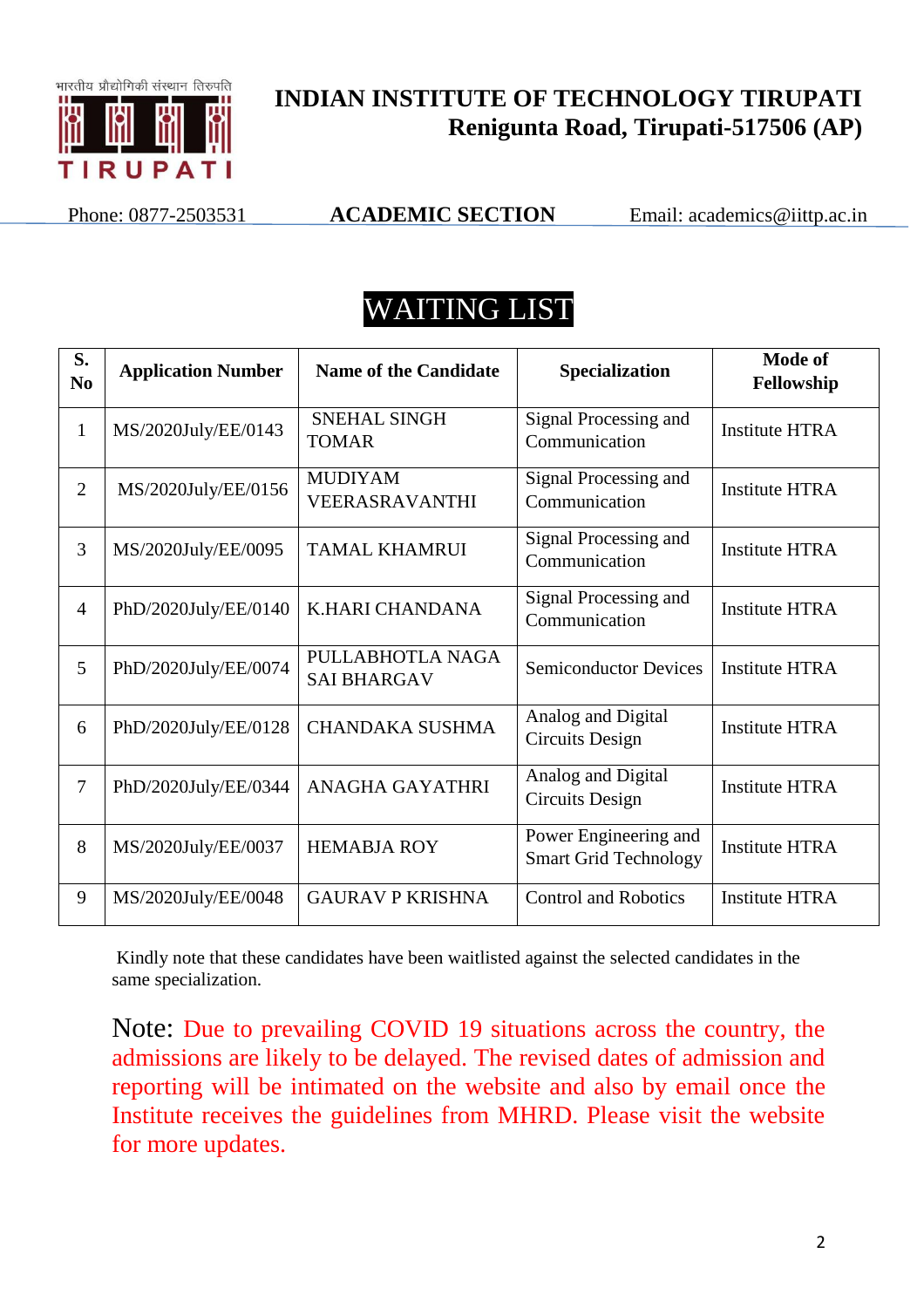भारतीय प्रौद्योगिकी संस्थान तिरुपति

**INDIAN INSTITUTE OF TECHNOLOGY TIRUPATI**
**Renigunta Road, Tirupati-517506 (AP)**

Phone: 0877-2503531 **ACADEMIC SECTION** Email: academics@iittp.ac.in

# WAITING LIST

| S. No | Application Number | Name of the Candidate | Specialization | Mode of Fellowship |
|---|---|---|---|---|
| 1 | MS/2020July/EE/0143 | SNEHAL SINGH TOMAR | Signal Processing and Communication | Institute HTRA |
| 2 | MS/2020July/EE/0156 | MUDIYAM VEERASRAVANTHI | Signal Processing and Communication | Institute HTRA |
| 3 | MS/2020July/EE/0095 | TAMAL KHAMRUI | Signal Processing and Communication | Institute HTRA |
| 4 | PhD/2020July/EE/0140 | K.HARI CHANDANA | Signal Processing and Communication | Institute HTRA |
| 5 | PhD/2020July/EE/0074 | PULLABHOTLA NAGA SAI BHARGAV | Semiconductor Devices | Institute HTRA |
| 6 | PhD/2020July/EE/0128 | CHANDAKA SUSHMA | Analog and Digital Circuits Design | Institute HTRA |
| 7 | PhD/2020July/EE/0344 | ANAGHA GAYATHRI | Analog and Digital Circuits Design | Institute HTRA |
| 8 | MS/2020July/EE/0037 | HEMABJA ROY | Power Engineering and Smart Grid Technology | Institute HTRA |
| 9 | MS/2020July/EE/0048 | GAURAV P KRISHNA | Control and Robotics | Institute HTRA |

Kindly note that these candidates have been waitlisted against the selected candidates in the same specialization.

Note: Due to prevailing COVID 19 situations across the country, the admissions are likely to be delayed. The revised dates of admission and reporting will be intimated on the website and also by email once the Institute receives the guidelines from MHRD. Please visit the website for more updates.